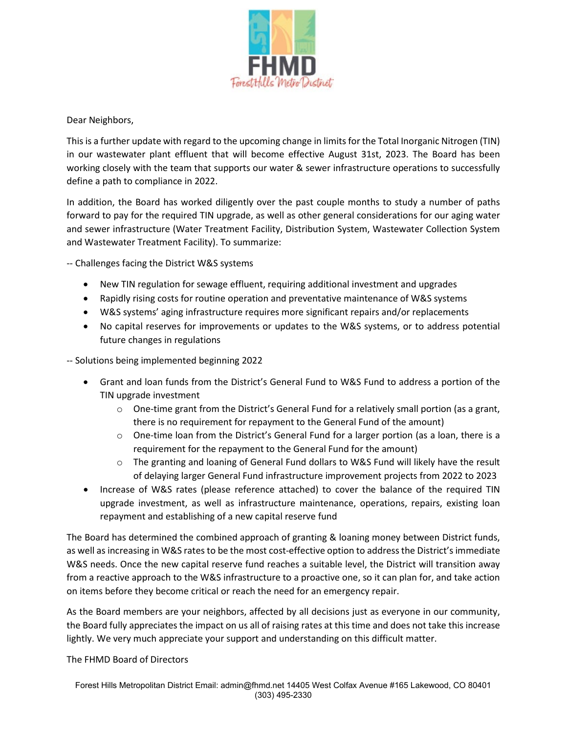FHMD

Forest Hills Metro District

Dear Neighbors,

This is a further update with regard to the upcoming change in limits for the Total Inorganic Nitrogen (TIN) in our wastewater plant effluent that will become effective August 31st, 2023. The Board has been working closely with the team that supports our water & sewer infrastructure operations to successfully define a path to compliance in 2022.

In addition, the Board has worked diligently over the past couple months to study a number of paths forward to pay for the required TIN upgrade, as well as other general considerations for our aging water and sewer infrastructure (Water Treatment Facility, Distribution System, Wastewater Collection System and Wastewater Treatment Facility). To summarize:

-- Challenges facing the District W&S systems

- New TIN regulation for sewage effluent, requiring additional investment and upgrades
- Rapidly rising costs for routine operation and preventative maintenance of W&S systems
- W&S systems' aging infrastructure requires more significant repairs and/or replacements
- No capital reserves for improvements or updates to the W&S systems, or to address potential future changes in regulations

-- Solutions being implemented beginning 2022

- Grant and loan funds from the District's General Fund to W&S Fund to address a portion of the TIN upgrade investment
  - One-time grant from the District's General Fund for a relatively small portion (as a grant, there is no requirement for repayment to the General Fund of the amount)
  - One-time loan from the District's General Fund for a larger portion (as a loan, there is a requirement for the repayment to the General Fund for the amount)
  - The granting and loaning of General Fund dollars to W&S Fund will likely have the result of delaying larger General Fund infrastructure improvement projects from 2022 to 2023
- Increase of W&S rates (please reference attached) to cover the balance of the required TIN upgrade investment, as well as infrastructure maintenance, operations, repairs, existing loan repayment and establishing of a new capital reserve fund

The Board has determined the combined approach of granting & loaning money between District funds, as well as increasing in W&S rates to be the most cost-effective option to address the District's immediate W&S needs. Once the new capital reserve fund reaches a suitable level, the District will transition away from a reactive approach to the W&S infrastructure to a proactive one, so it can plan for, and take action on items before they become critical or reach the need for an emergency repair.

As the Board members are your neighbors, affected by all decisions just as everyone in our community, the Board fully appreciates the impact on us all of raising rates at this time and does not take this increase lightly. We very much appreciate your support and understanding on this difficult matter.

The FHMD Board of Directors

Forest Hills Metropolitan District Email: admin@fhmd.net 14405 West Colfax Avenue #165 Lakewood, CO 80401 (303) 495-2330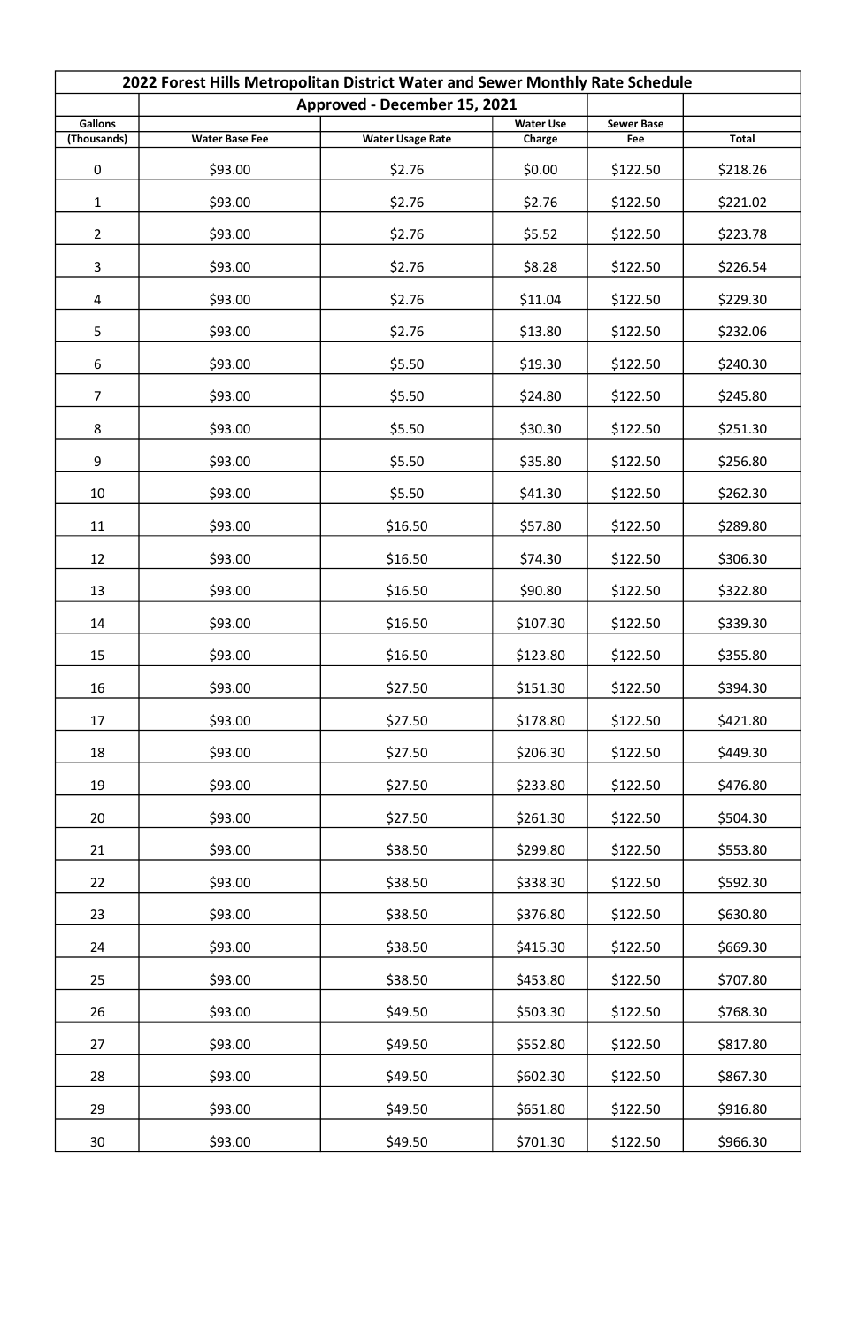| 2022 Forest Hills Metropolitan District Water and Sewer Monthly Rate Schedule | | | | | |
|---|---|---|---|---|---|
| | Approved - December 15, 2021 | | | | |
| Gallons (Thousands) | Water Base Fee | Water Usage Rate | Water Use Charge | Sewer Base Fee | Total |
| 0 | $93.00 | $2.76 | $0.00 | $122.50 | $218.26 |
| 1 | $93.00 | $2.76 | $2.76 | $122.50 | $221.02 |
| 2 | $93.00 | $2.76 | $5.52 | $122.50 | $223.78 |
| 3 | $93.00 | $2.76 | $8.28 | $122.50 | $226.54 |
| 4 | $93.00 | $2.76 | $11.04 | $122.50 | $229.30 |
| 5 | $93.00 | $2.76 | $13.80 | $122.50 | $232.06 |
| 6 | $93.00 | $5.50 | $19.30 | $122.50 | $240.30 |
| 7 | $93.00 | $5.50 | $24.80 | $122.50 | $245.80 |
| 8 | $93.00 | $5.50 | $30.30 | $122.50 | $251.30 |
| 9 | $93.00 | $5.50 | $35.80 | $122.50 | $256.80 |
| 10 | $93.00 | $5.50 | $41.30 | $122.50 | $262.30 |
| 11 | $93.00 | $16.50 | $57.80 | $122.50 | $289.80 |
| 12 | $93.00 | $16.50 | $74.30 | $122.50 | $306.30 |
| 13 | $93.00 | $16.50 | $90.80 | $122.50 | $322.80 |
| 14 | $93.00 | $16.50 | $107.30 | $122.50 | $339.30 |
| 15 | $93.00 | $16.50 | $123.80 | $122.50 | $355.80 |
| 16 | $93.00 | $27.50 | $151.30 | $122.50 | $394.30 |
| 17 | $93.00 | $27.50 | $178.80 | $122.50 | $421.80 |
| 18 | $93.00 | $27.50 | $206.30 | $122.50 | $449.30 |
| 19 | $93.00 | $27.50 | $233.80 | $122.50 | $476.80 |
| 20 | $93.00 | $27.50 | $261.30 | $122.50 | $504.30 |
| 21 | $93.00 | $38.50 | $299.80 | $122.50 | $553.80 |
| 22 | $93.00 | $38.50 | $338.30 | $122.50 | $592.30 |
| 23 | $93.00 | $38.50 | $376.80 | $122.50 | $630.80 |
| 24 | $93.00 | $38.50 | $415.30 | $122.50 | $669.30 |
| 25 | $93.00 | $38.50 | $453.80 | $122.50 | $707.80 |
| 26 | $93.00 | $49.50 | $503.30 | $122.50 | $768.30 |
| 27 | $93.00 | $49.50 | $552.80 | $122.50 | $817.80 |
| 28 | $93.00 | $49.50 | $602.30 | $122.50 | $867.30 |
| 29 | $93.00 | $49.50 | $651.80 | $122.50 | $916.80 |
| 30 | $93.00 | $49.50 | $701.30 | $122.50 | $966.30 |